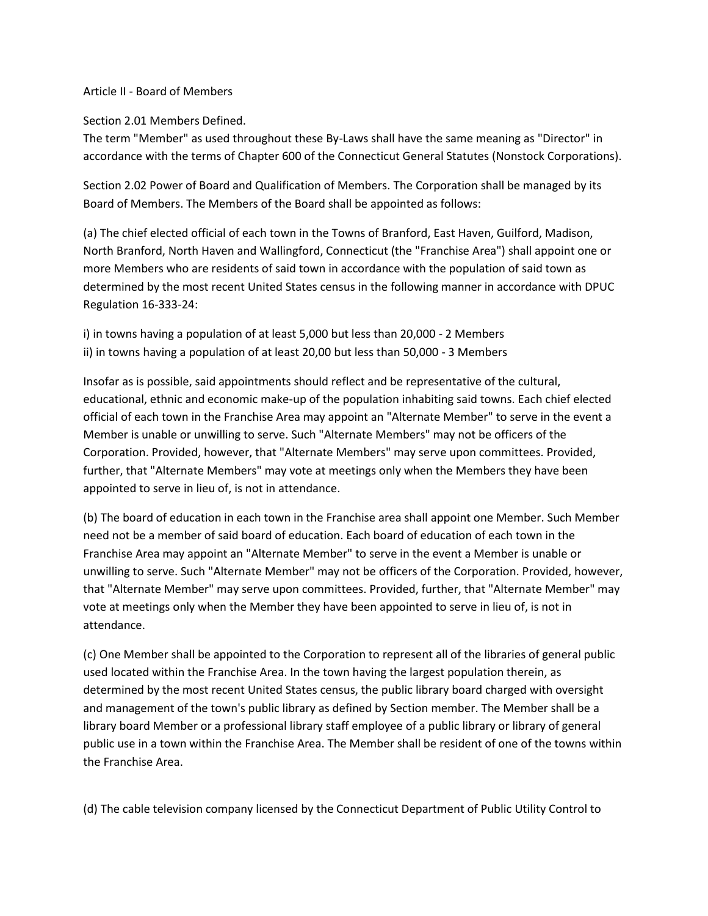Article II - Board of Members

Section 2.01 Members Defined.
The term "Member" as used throughout these By-Laws shall have the same meaning as "Director" in accordance with the terms of Chapter 600 of the Connecticut General Statutes (Nonstock Corporations).

Section 2.02 Power of Board and Qualification of Members. The Corporation shall be managed by its Board of Members. The Members of the Board shall be appointed as follows:

(a) The chief elected official of each town in the Towns of Branford, East Haven, Guilford, Madison, North Branford, North Haven and Wallingford, Connecticut (the "Franchise Area") shall appoint one or more Members who are residents of said town in accordance with the population of said town as determined by the most recent United States census in the following manner in accordance with DPUC Regulation 16-333-24:

i) in towns having a population of at least 5,000 but less than 20,000 - 2 Members
ii) in towns having a population of at least 20,00 but less than 50,000 - 3 Members

Insofar as is possible, said appointments should reflect and be representative of the cultural, educational, ethnic and economic make-up of the population inhabiting said towns. Each chief elected official of each town in the Franchise Area may appoint an "Alternate Member" to serve in the event a Member is unable or unwilling to serve. Such "Alternate Members" may not be officers of the Corporation. Provided, however, that "Alternate Members" may serve upon committees. Provided, further, that "Alternate Members" may vote at meetings only when the Members they have been appointed to serve in lieu of, is not in attendance.

(b) The board of education in each town in the Franchise area shall appoint one Member. Such Member need not be a member of said board of education. Each board of education of each town in the Franchise Area may appoint an "Alternate Member" to serve in the event a Member is unable or unwilling to serve. Such "Alternate Member" may not be officers of the Corporation. Provided, however, that "Alternate Member" may serve upon committees. Provided, further, that "Alternate Member" may vote at meetings only when the Member they have been appointed to serve in lieu of, is not in attendance.

(c) One Member shall be appointed to the Corporation to represent all of the libraries of general public used located within the Franchise Area. In the town having the largest population therein, as determined by the most recent United States census, the public library board charged with oversight and management of the town's public library as defined by Section member. The Member shall be a library board Member or a professional library staff employee of a public library or library of general public use in a town within the Franchise Area. The Member shall be resident of one of the towns within the Franchise Area.

(d) The cable television company licensed by the Connecticut Department of Public Utility Control to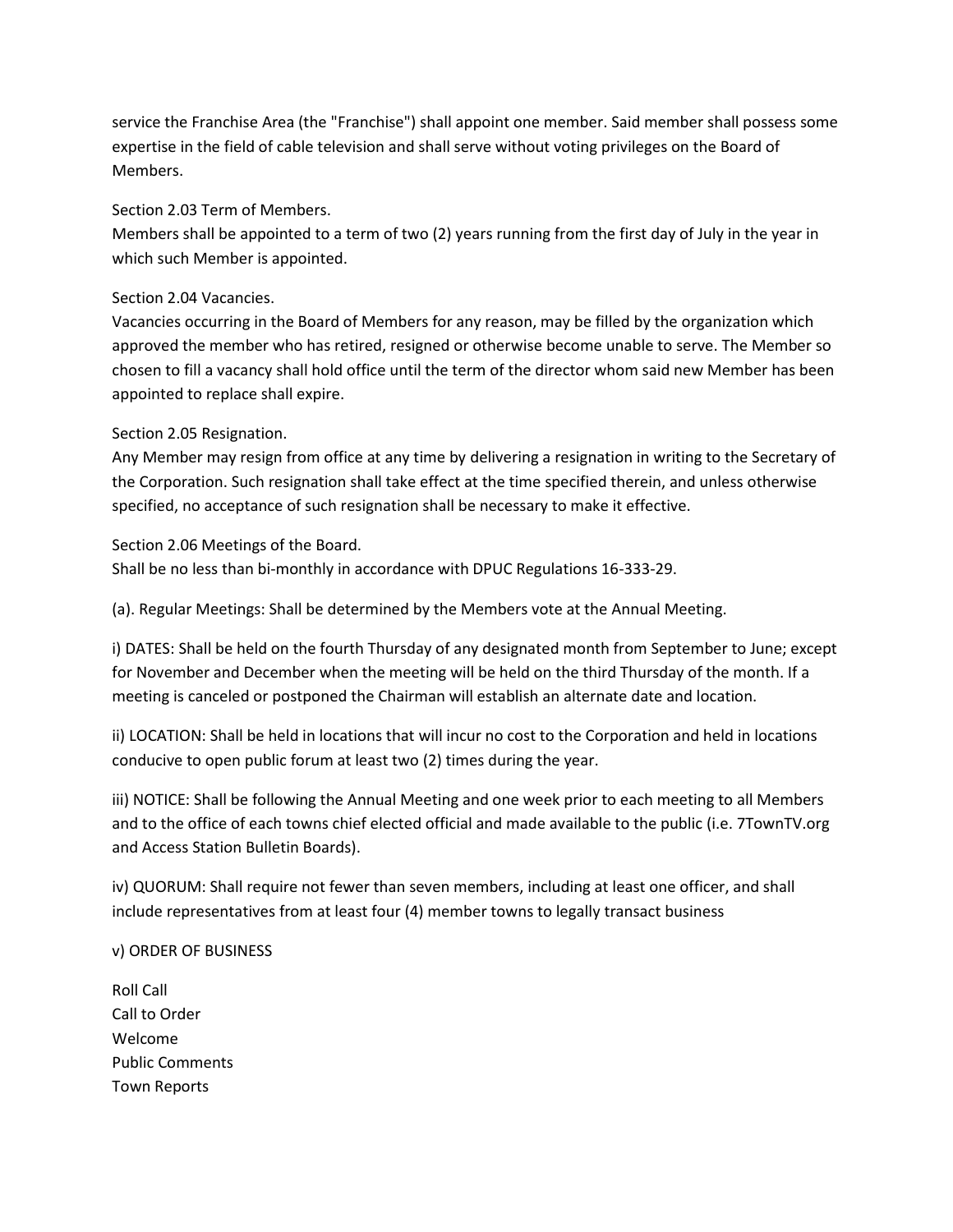service the Franchise Area (the "Franchise") shall appoint one member. Said member shall possess some expertise in the field of cable television and shall serve without voting privileges on the Board of Members.

Section 2.03 Term of Members.
Members shall be appointed to a term of two (2) years running from the first day of July in the year in which such Member is appointed.

Section 2.04 Vacancies.
Vacancies occurring in the Board of Members for any reason, may be filled by the organization which approved the member who has retired, resigned or otherwise become unable to serve. The Member so chosen to fill a vacancy shall hold office until the term of the director whom said new Member has been appointed to replace shall expire.

Section 2.05 Resignation.
Any Member may resign from office at any time by delivering a resignation in writing to the Secretary of the Corporation. Such resignation shall take effect at the time specified therein, and unless otherwise specified, no acceptance of such resignation shall be necessary to make it effective.

Section 2.06 Meetings of the Board.
Shall be no less than bi-monthly in accordance with DPUC Regulations 16-333-29.

(a). Regular Meetings: Shall be determined by the Members vote at the Annual Meeting.

i) DATES: Shall be held on the fourth Thursday of any designated month from September to June; except for November and December when the meeting will be held on the third Thursday of the month. If a meeting is canceled or postponed the Chairman will establish an alternate date and location.

ii) LOCATION: Shall be held in locations that will incur no cost to the Corporation and held in locations conducive to open public forum at least two (2) times during the year.

iii) NOTICE: Shall be following the Annual Meeting and one week prior to each meeting to all Members and to the office of each towns chief elected official and made available to the public (i.e. 7TownTV.org and Access Station Bulletin Boards).

iv) QUORUM: Shall require not fewer than seven members, including at least one officer, and shall include representatives from at least four (4) member towns to legally transact business

v) ORDER OF BUSINESS

Roll Call
Call to Order
Welcome
Public Comments
Town Reports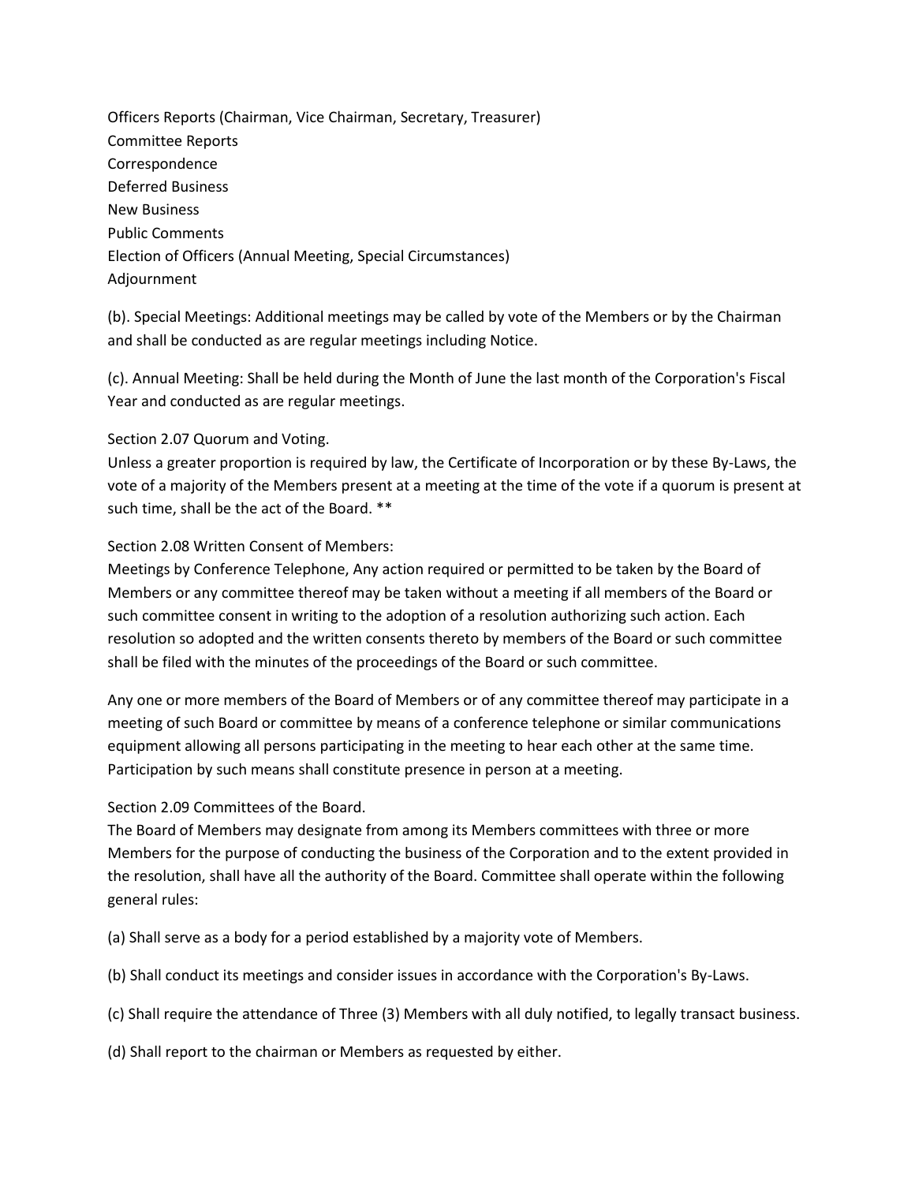Officers Reports (Chairman, Vice Chairman, Secretary, Treasurer)
Committee Reports
Correspondence
Deferred Business
New Business
Public Comments
Election of Officers (Annual Meeting, Special Circumstances)
Adjournment

(b). Special Meetings: Additional meetings may be called by vote of the Members or by the Chairman and shall be conducted as are regular meetings including Notice.

(c). Annual Meeting: Shall be held during the Month of June the last month of the Corporation's Fiscal Year and conducted as are regular meetings.

Section 2.07 Quorum and Voting.
Unless a greater proportion is required by law, the Certificate of Incorporation or by these By-Laws, the vote of a majority of the Members present at a meeting at the time of the vote if a quorum is present at such time, shall be the act of the Board. **

Section 2.08 Written Consent of Members:
Meetings by Conference Telephone, Any action required or permitted to be taken by the Board of Members or any committee thereof may be taken without a meeting if all members of the Board or such committee consent in writing to the adoption of a resolution authorizing such action. Each resolution so adopted and the written consents thereto by members of the Board or such committee shall be filed with the minutes of the proceedings of the Board or such committee.

Any one or more members of the Board of Members or of any committee thereof may participate in a meeting of such Board or committee by means of a conference telephone or similar communications equipment allowing all persons participating in the meeting to hear each other at the same time. Participation by such means shall constitute presence in person at a meeting.

Section 2.09 Committees of the Board.
The Board of Members may designate from among its Members committees with three or more Members for the purpose of conducting the business of the Corporation and to the extent provided in the resolution, shall have all the authority of the Board. Committee shall operate within the following general rules:

(a) Shall serve as a body for a period established by a majority vote of Members.

(b) Shall conduct its meetings and consider issues in accordance with the Corporation's By-Laws.

(c) Shall require the attendance of Three (3) Members with all duly notified, to legally transact business.

(d) Shall report to the chairman or Members as requested by either.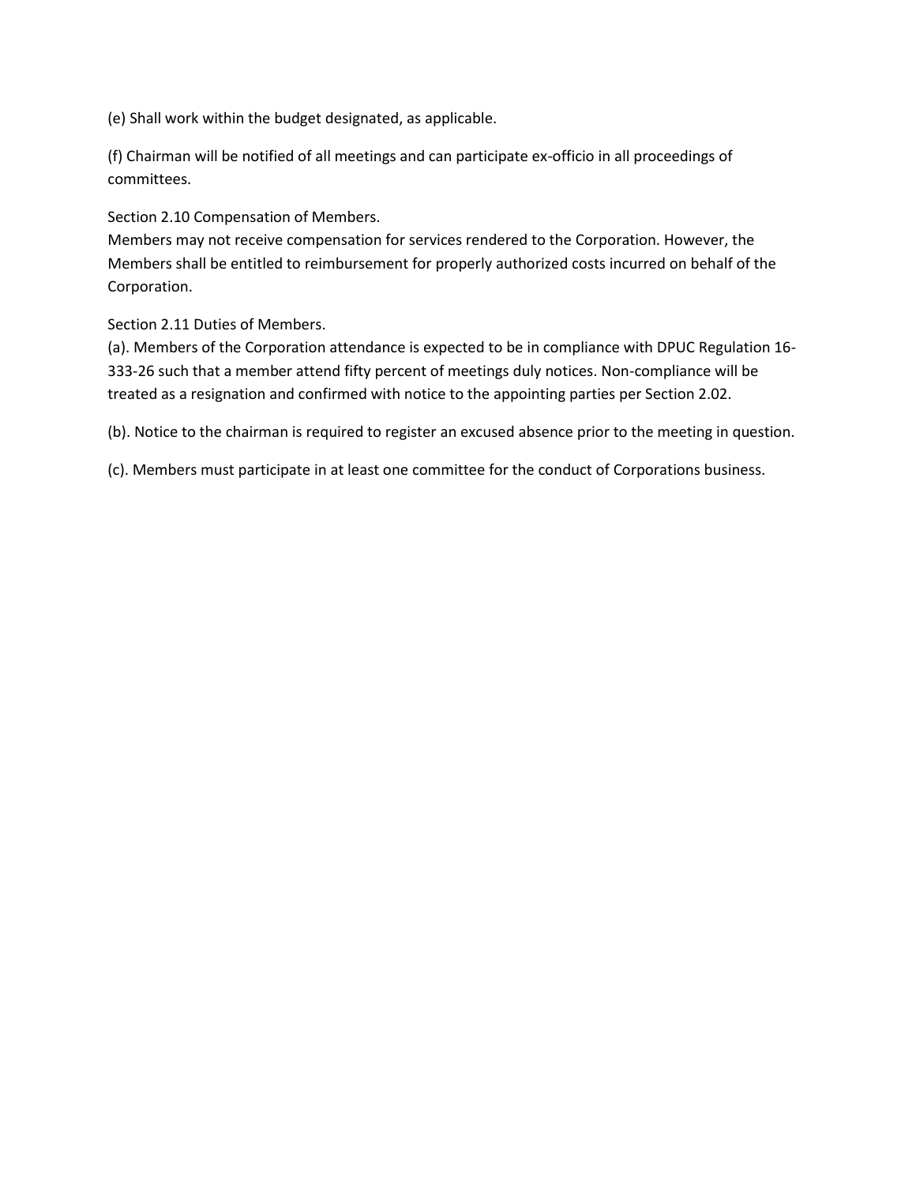(e) Shall work within the budget designated, as applicable.

(f) Chairman will be notified of all meetings and can participate ex-officio in all proceedings of committees.

Section 2.10 Compensation of Members.
Members may not receive compensation for services rendered to the Corporation. However, the Members shall be entitled to reimbursement for properly authorized costs incurred on behalf of the Corporation.

Section 2.11 Duties of Members.
(a). Members of the Corporation attendance is expected to be in compliance with DPUC Regulation 16-333-26 such that a member attend fifty percent of meetings duly notices. Non-compliance will be treated as a resignation and confirmed with notice to the appointing parties per Section 2.02.

(b). Notice to the chairman is required to register an excused absence prior to the meeting in question.

(c). Members must participate in at least one committee for the conduct of Corporations business.